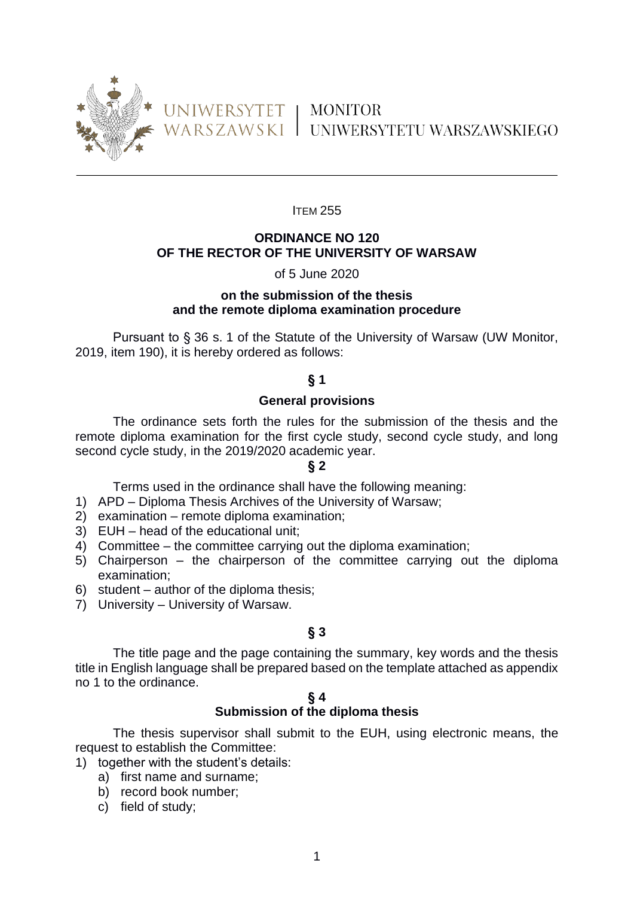UNIWERSYTET WARSZAWSKI | MONITOR UNIWERSYTETU WARSZAWSKIEGO

ITEM 255

**ORDINANCE NO 120**
**OF THE RECTOR OF THE UNIVERSITY OF WARSAW**

of 5 June 2020

**on the submission of the thesis**
**and the remote diploma examination procedure**

Pursuant to § 36 s. 1 of the Statute of the University of Warsaw (UW Monitor, 2019, item 190), it is hereby ordered as follows:

## § 1

### General provisions

The ordinance sets forth the rules for the submission of the thesis and the remote diploma examination for the first cycle study, second cycle study, and long second cycle study, in the 2019/2020 academic year.

## § 2

Terms used in the ordinance shall have the following meaning:

1) APD – Diploma Thesis Archives of the University of Warsaw;
2) examination – remote diploma examination;
3) EUH – head of the educational unit;
4) Committee – the committee carrying out the diploma examination;
5) Chairperson – the chairperson of the committee carrying out the diploma examination;
6) student – author of the diploma thesis;
7) University – University of Warsaw.

## § 3

The title page and the page containing the summary, key words and the thesis title in English language shall be prepared based on the template attached as appendix no 1 to the ordinance.

## § 4

### Submission of the diploma thesis

The thesis supervisor shall submit to the EUH, using electronic means, the request to establish the Committee:

1) together with the student's details:
   a) first name and surname;
   b) record book number;
   c) field of study;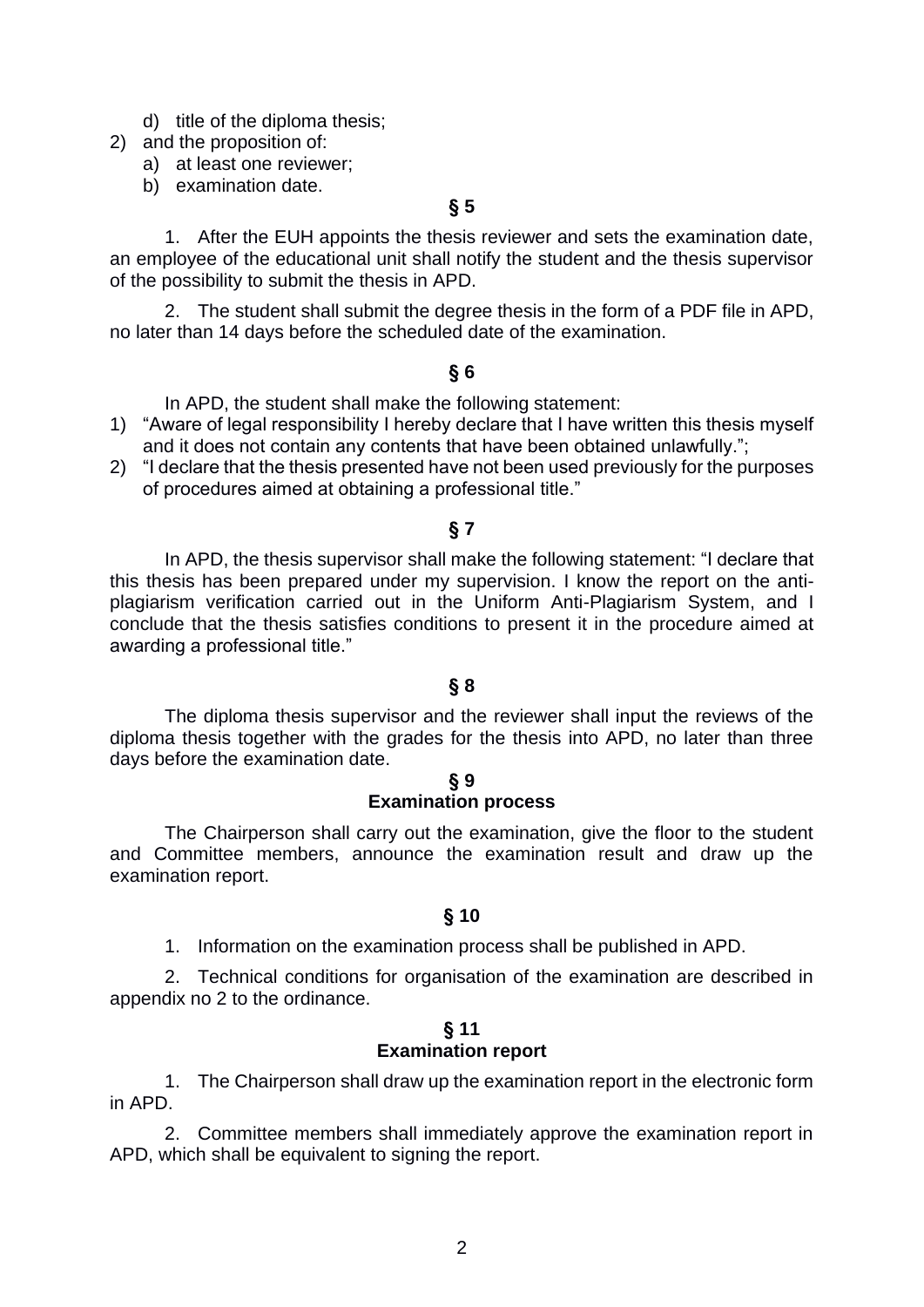d) title of the diploma thesis;
2) and the proposition of:
   a) at least one reviewer;
   b) examination date.

**§ 5**

1. After the EUH appoints the thesis reviewer and sets the examination date, an employee of the educational unit shall notify the student and the thesis supervisor of the possibility to submit the thesis in APD.

2. The student shall submit the degree thesis in the form of a PDF file in APD, no later than 14 days before the scheduled date of the examination.

**§ 6**

In APD, the student shall make the following statement:

1) "Aware of legal responsibility I hereby declare that I have written this thesis myself and it does not contain any contents that have been obtained unlawfully.";
2) "I declare that the thesis presented have not been used previously for the purposes of procedures aimed at obtaining a professional title."

**§ 7**

In APD, the thesis supervisor shall make the following statement: "I declare that this thesis has been prepared under my supervision. I know the report on the anti-plagiarism verification carried out in the Uniform Anti-Plagiarism System, and I conclude that the thesis satisfies conditions to present it in the procedure aimed at awarding a professional title."

**§ 8**

The diploma thesis supervisor and the reviewer shall input the reviews of the diploma thesis together with the grades for the thesis into APD, no later than three days before the examination date.

**§ 9**
**Examination process**

The Chairperson shall carry out the examination, give the floor to the student and Committee members, announce the examination result and draw up the examination report.

**§ 10**

1. Information on the examination process shall be published in APD.

2. Technical conditions for organisation of the examination are described in appendix no 2 to the ordinance.

**§ 11**
**Examination report**

1. The Chairperson shall draw up the examination report in the electronic form in APD.

2. Committee members shall immediately approve the examination report in APD, which shall be equivalent to signing the report.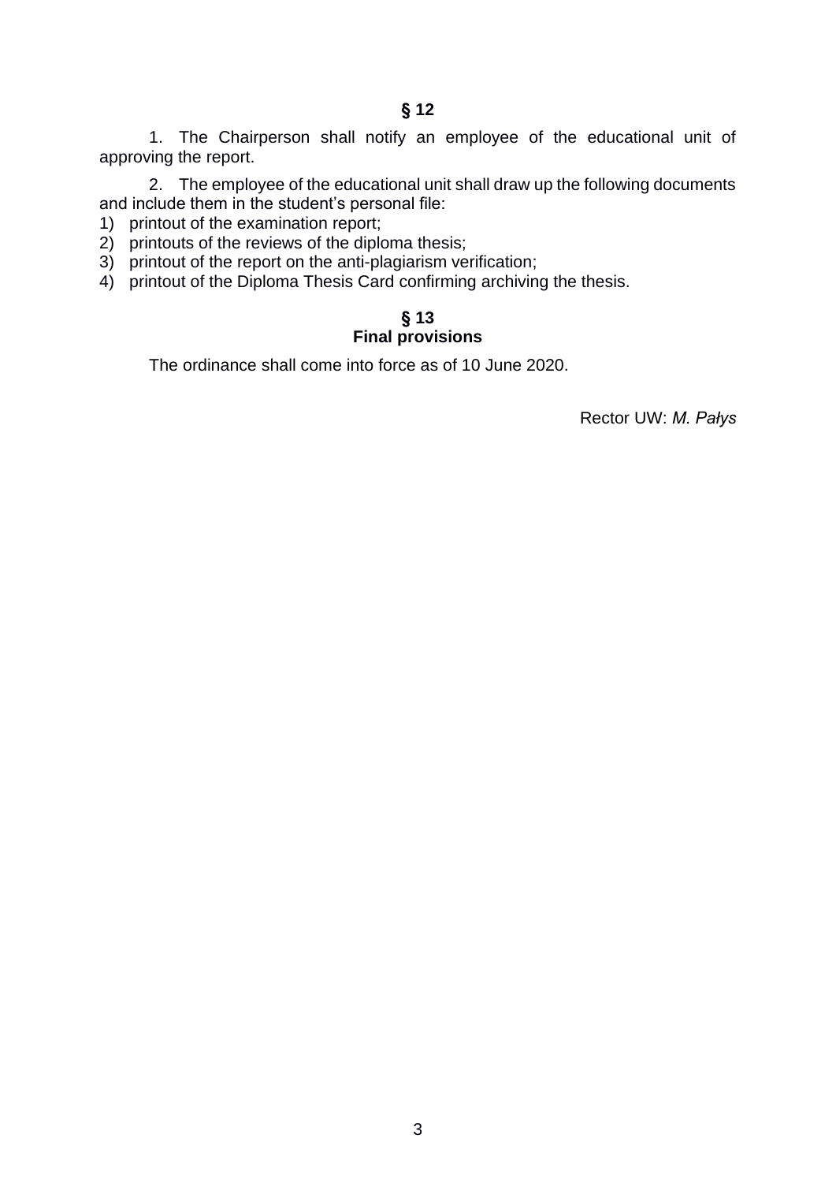**§ 12**

1. The Chairperson shall notify an employee of the educational unit of approving the report.

2. The employee of the educational unit shall draw up the following documents and include them in the student's personal file:

1) printout of the examination report;
2) printouts of the reviews of the diploma thesis;
3) printout of the report on the anti-plagiarism verification;
4) printout of the Diploma Thesis Card confirming archiving the thesis.

**§ 13**
**Final provisions**

The ordinance shall come into force as of 10 June 2020.

Rector UW: *M. Pałys*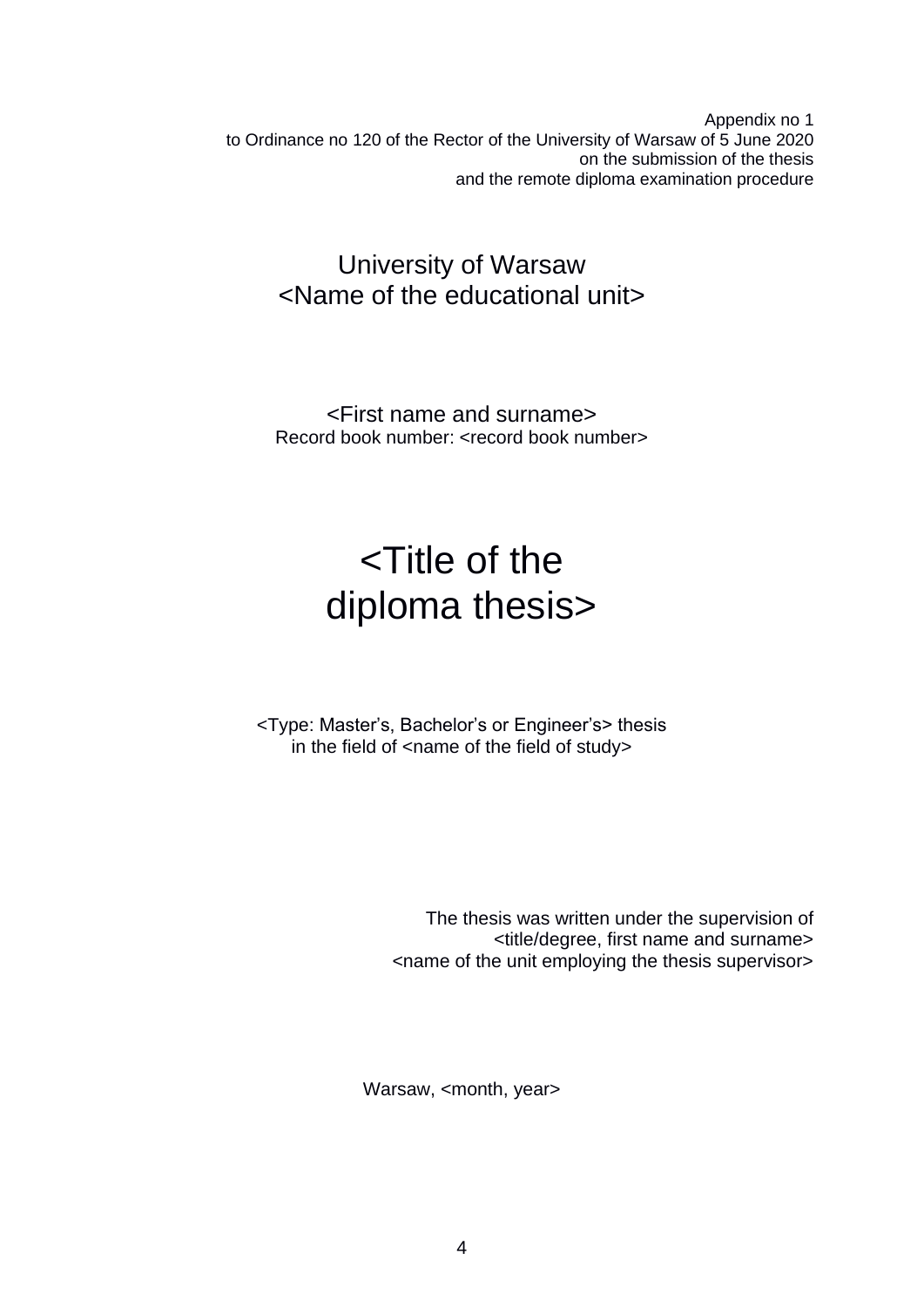Appendix no 1
to Ordinance no 120 of the Rector of the University of Warsaw of 5 June 2020
on the submission of the thesis
and the remote diploma examination procedure

University of Warsaw
<Name of the educational unit>

<First name and surname>
Record book number: <record book number>

# <Title of the diploma thesis>

<Type: Master's, Bachelor's or Engineer's> thesis
in the field of <name of the field of study>

The thesis was written under the supervision of
<title/degree, first name and surname>
<name of the unit employing the thesis supervisor>

Warsaw, <month, year>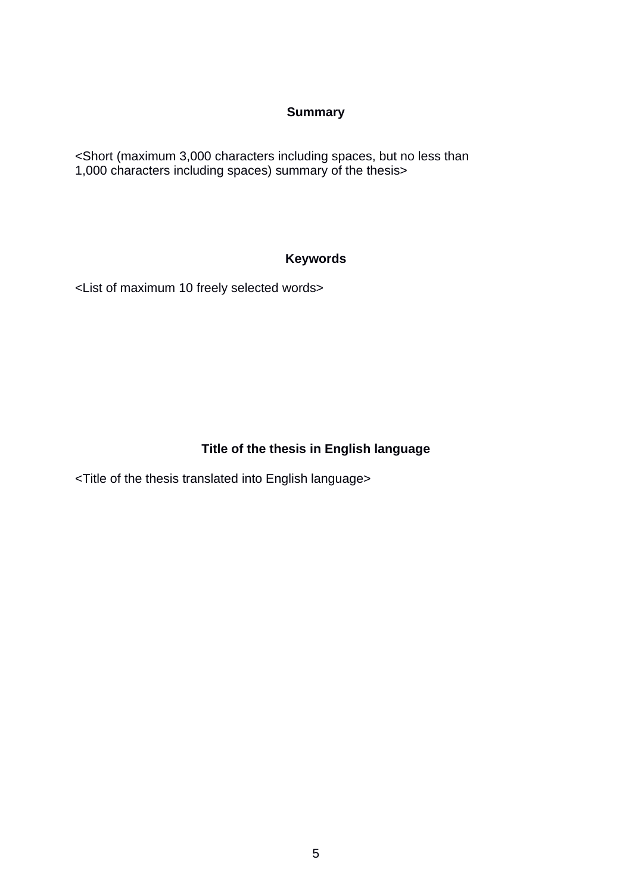## Summary

<Short (maximum 3,000 characters including spaces, but no less than 1,000 characters including spaces) summary of the thesis>

## Keywords

<List of maximum 10 freely selected words>

## Title of the thesis in English language

<Title of the thesis translated into English language>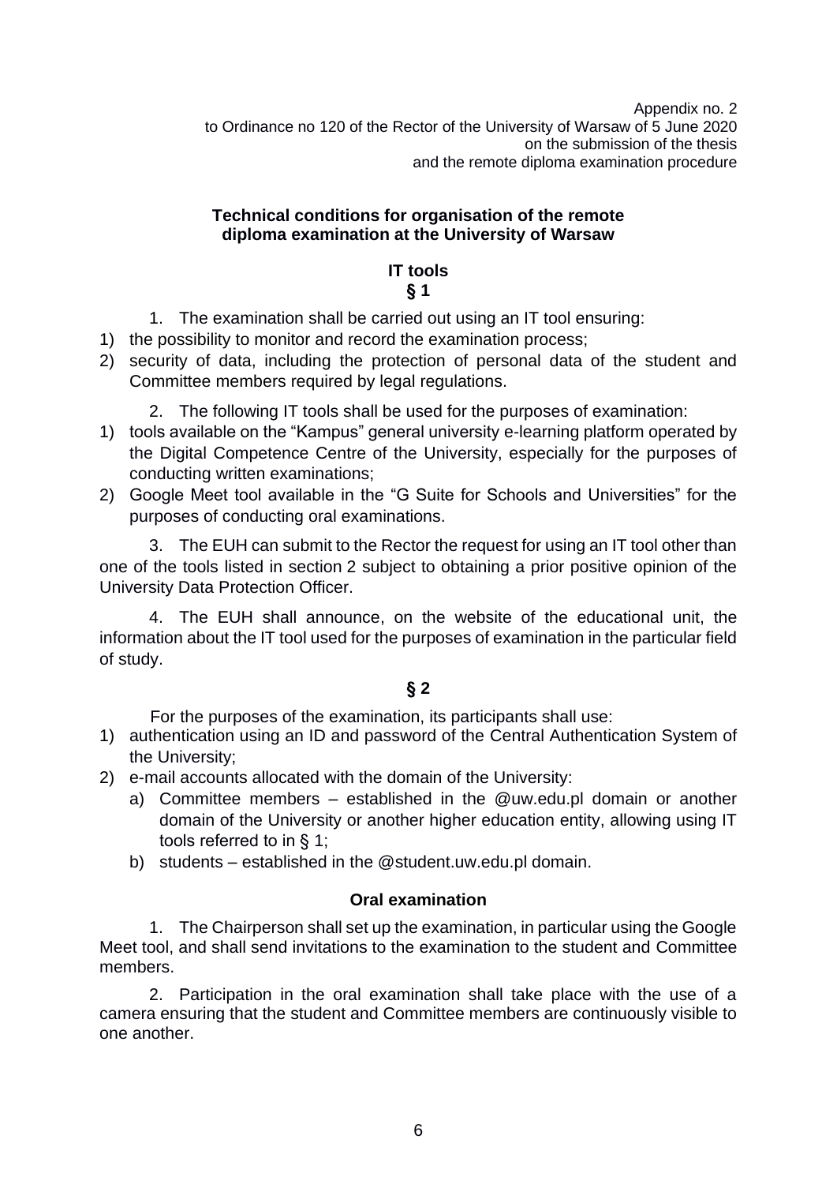Appendix no. 2
to Ordinance no 120 of the Rector of the University of Warsaw of 5 June 2020
on the submission of the thesis
and the remote diploma examination procedure

**Technical conditions for organisation of the remote diploma examination at the University of Warsaw**

**IT tools**

**§ 1**

1. The examination shall be carried out using an IT tool ensuring:

1) the possibility to monitor and record the examination process;
2) security of data, including the protection of personal data of the student and Committee members required by legal regulations.

2. The following IT tools shall be used for the purposes of examination:

1) tools available on the "Kampus" general university e-learning platform operated by the Digital Competence Centre of the University, especially for the purposes of conducting written examinations;
2) Google Meet tool available in the "G Suite for Schools and Universities" for the purposes of conducting oral examinations.

3. The EUH can submit to the Rector the request for using an IT tool other than one of the tools listed in section 2 subject to obtaining a prior positive opinion of the University Data Protection Officer.

4. The EUH shall announce, on the website of the educational unit, the information about the IT tool used for the purposes of examination in the particular field of study.

**§ 2**

For the purposes of the examination, its participants shall use:

1) authentication using an ID and password of the Central Authentication System of the University;
2) e-mail accounts allocated with the domain of the University:
   a) Committee members – established in the @uw.edu.pl domain or another domain of the University or another higher education entity, allowing using IT tools referred to in § 1;
   b) students – established in the @student.uw.edu.pl domain.

**Oral examination**

1. The Chairperson shall set up the examination, in particular using the Google Meet tool, and shall send invitations to the examination to the student and Committee members.

2. Participation in the oral examination shall take place with the use of a camera ensuring that the student and Committee members are continuously visible to one another.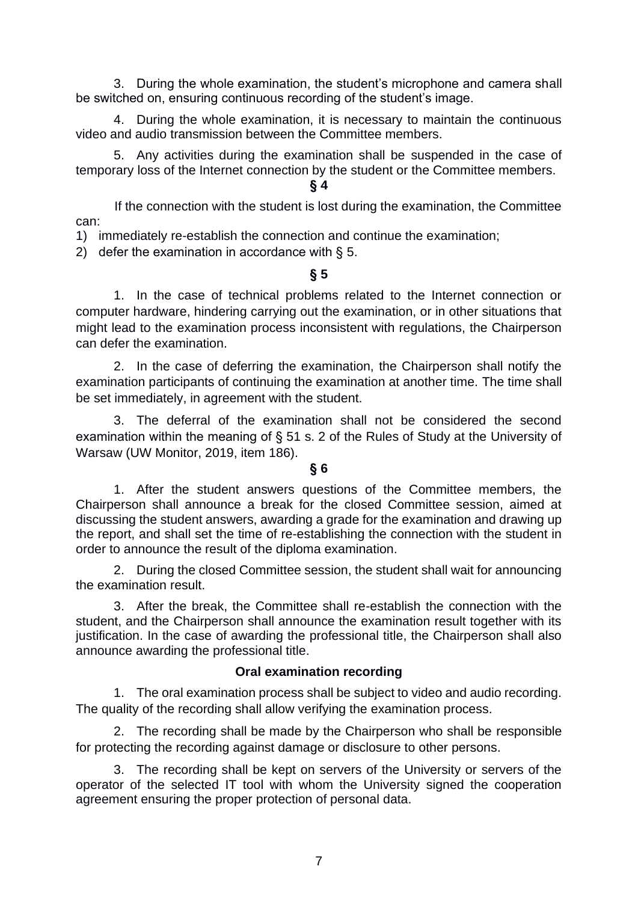3. During the whole examination, the student's microphone and camera shall be switched on, ensuring continuous recording of the student's image.

4. During the whole examination, it is necessary to maintain the continuous video and audio transmission between the Committee members.

5. Any activities during the examination shall be suspended in the case of temporary loss of the Internet connection by the student or the Committee members.

**§ 4**

If the connection with the student is lost during the examination, the Committee can:

1) immediately re-establish the connection and continue the examination;
2) defer the examination in accordance with § 5.

**§ 5**

1. In the case of technical problems related to the Internet connection or computer hardware, hindering carrying out the examination, or in other situations that might lead to the examination process inconsistent with regulations, the Chairperson can defer the examination.

2. In the case of deferring the examination, the Chairperson shall notify the examination participants of continuing the examination at another time. The time shall be set immediately, in agreement with the student.

3. The deferral of the examination shall not be considered the second examination within the meaning of § 51 s. 2 of the Rules of Study at the University of Warsaw (UW Monitor, 2019, item 186).

**§ 6**

1. After the student answers questions of the Committee members, the Chairperson shall announce a break for the closed Committee session, aimed at discussing the student answers, awarding a grade for the examination and drawing up the report, and shall set the time of re-establishing the connection with the student in order to announce the result of the diploma examination.

2. During the closed Committee session, the student shall wait for announcing the examination result.

3. After the break, the Committee shall re-establish the connection with the student, and the Chairperson shall announce the examination result together with its justification. In the case of awarding the professional title, the Chairperson shall also announce awarding the professional title.

**Oral examination recording**

1. The oral examination process shall be subject to video and audio recording. The quality of the recording shall allow verifying the examination process.

2. The recording shall be made by the Chairperson who shall be responsible for protecting the recording against damage or disclosure to other persons.

3. The recording shall be kept on servers of the University or servers of the operator of the selected IT tool with whom the University signed the cooperation agreement ensuring the proper protection of personal data.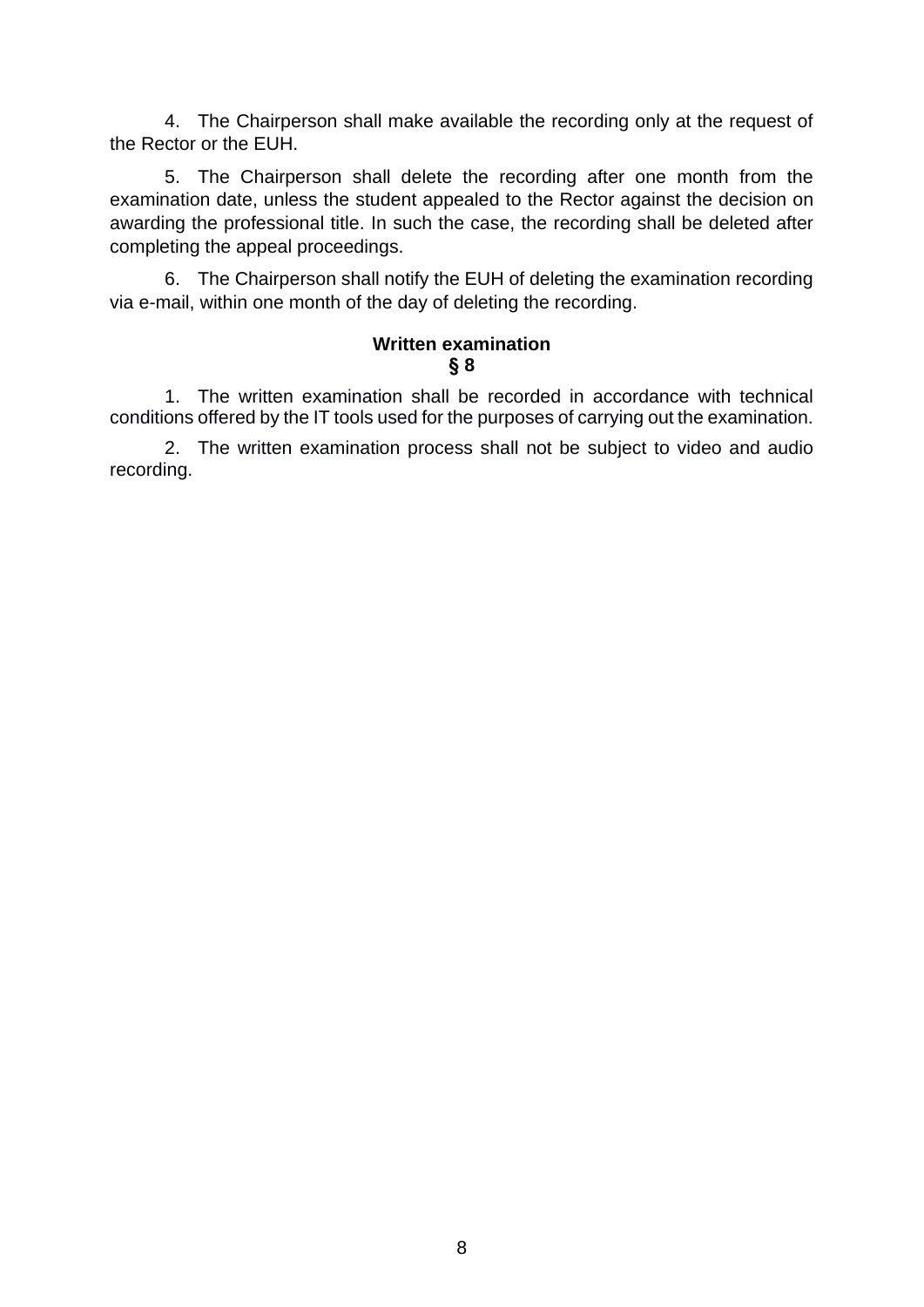4. The Chairperson shall make available the recording only at the request of the Rector or the EUH.

5. The Chairperson shall delete the recording after one month from the examination date, unless the student appealed to the Rector against the decision on awarding the professional title. In such the case, the recording shall be deleted after completing the appeal proceedings.

6. The Chairperson shall notify the EUH of deleting the examination recording via e-mail, within one month of the day of deleting the recording.

**Written examination**
**§ 8**

1. The written examination shall be recorded in accordance with technical conditions offered by the IT tools used for the purposes of carrying out the examination.

2. The written examination process shall not be subject to video and audio recording.